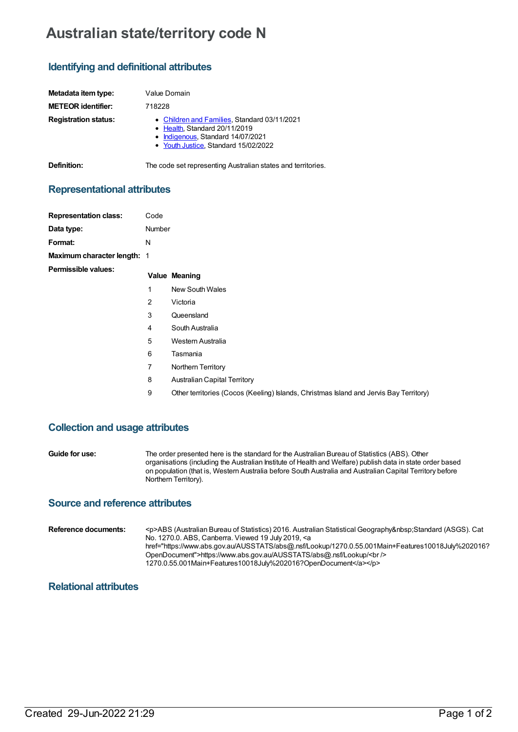# Australian state/territory code N

## Identifying and definitional attributes

| | |
|---|---|
| **Metadata item type:** | Value Domain |
| **METEOR identifier:** | 718228 |
| **Registration status:** | • Children and Families, Standard 03/11/2021<br>• Health, Standard 20/11/2019<br>• Indigenous, Standard 14/07/2021<br>• Youth Justice, Standard 15/02/2022 |
| **Definition:** | The code set representing Australian states and territories. |

## Representational attributes

| | |
|---|---|
| **Representation class:** | Code |
| **Data type:** | Number |
| **Format:** | N |
| **Maximum character length:** | 1 |

**Permissible values:**

| Value | Meaning |
|---|---|
| 1 | New South Wales |
| 2 | Victoria |
| 3 | Queensland |
| 4 | South Australia |
| 5 | Western Australia |
| 6 | Tasmania |
| 7 | Northern Territory |
| 8 | Australian Capital Territory |
| 9 | Other territories (Cocos (Keeling) Islands, Christmas Island and Jervis Bay Territory) |

## Collection and usage attributes

**Guide for use:** The order presented here is the standard for the Australian Bureau of Statistics (ABS). Other organisations (including the Australian Institute of Health and Welfare) publish data in state order based on population (that is, Western Australia before South Australia and Australian Capital Territory before Northern Territory).

## Source and reference attributes

**Reference documents:** <p>ABS (Australian Bureau of Statistics) 2016. Australian Statistical Geography&nbsp;Standard (ASGS). Cat No. 1270.0. ABS, Canberra. Viewed 19 July 2019, <a href="https://www.abs.gov.au/AUSSTATS/abs@.nsf/Lookup/1270.0.55.001Main+Features10018July%202016?OpenDocument">https://www.abs.gov.au/AUSSTATS/abs@.nsf/Lookup/<br /> 1270.0.55.001Main+Features10018July%202016?OpenDocument</a></p>

## Relational attributes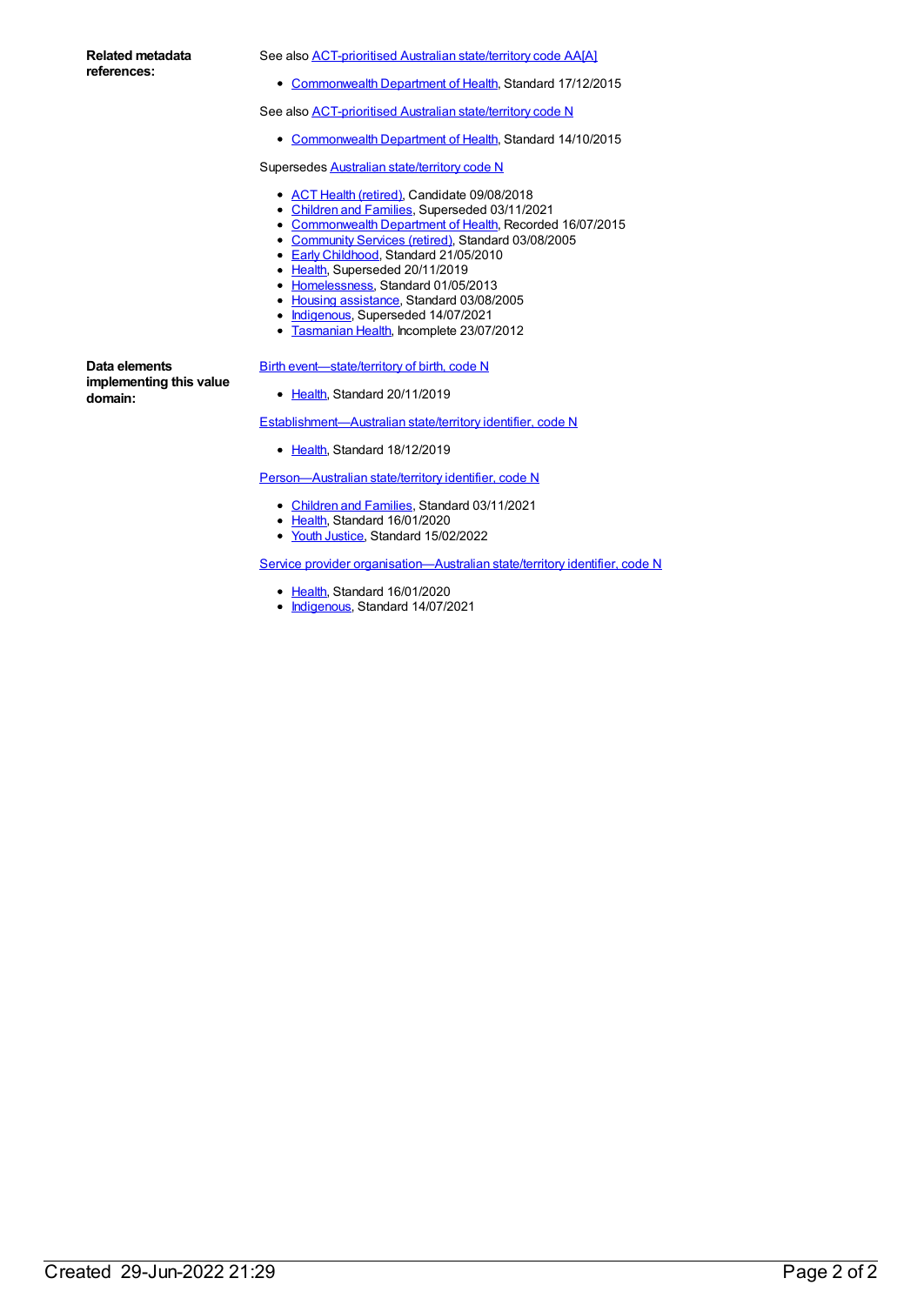**Related metadata references:**

See also ACT-prioritised Australian state/territory code AA[A]

- Commonwealth Department of Health, Standard 17/12/2015

See also ACT-prioritised Australian state/territory code N

- Commonwealth Department of Health, Standard 14/10/2015

Supersedes Australian state/territory code N

- ACT Health (retired), Candidate 09/08/2018
- Children and Families, Superseded 03/11/2021
- Commonwealth Department of Health, Recorded 16/07/2015
- Community Services (retired), Standard 03/08/2005
- Early Childhood, Standard 21/05/2010
- Health, Superseded 20/11/2019
- Homelessness, Standard 01/05/2013
- Housing assistance, Standard 03/08/2005
- Indigenous, Superseded 14/07/2021
- Tasmanian Health, Incomplete 23/07/2012

**Data elements implementing this value domain:**

Birth event—state/territory of birth, code N

- Health, Standard 20/11/2019

Establishment—Australian state/territory identifier, code N

- Health, Standard 18/12/2019

Person—Australian state/territory identifier, code N

- Children and Families, Standard 03/11/2021
- Health, Standard 16/01/2020
- Youth Justice, Standard 15/02/2022

Service provider organisation—Australian state/territory identifier, code N

- Health, Standard 16/01/2020
- Indigenous, Standard 14/07/2021